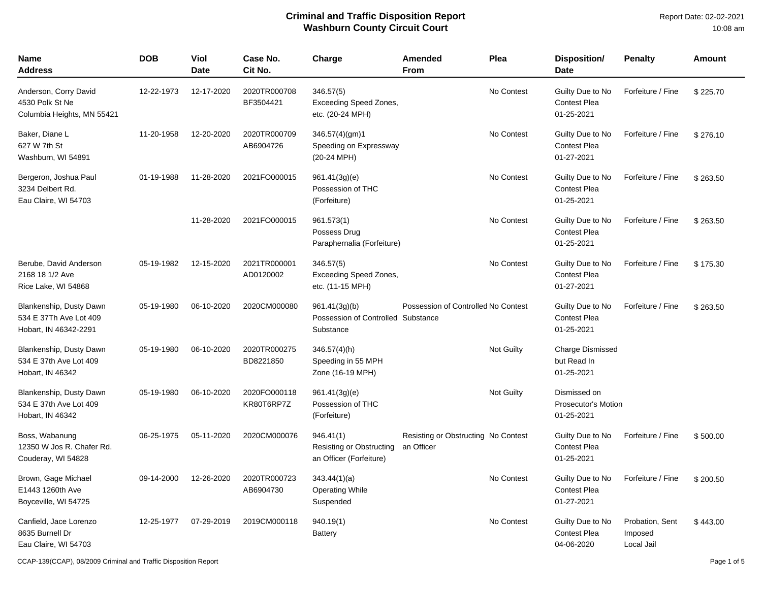# Criminal and Traffic Disposition Report
## Washburn County Circuit Court

Report Date: 02-02-2021
10:08 am

| Name<br>Address | DOB | Viol Date | Case No.<br>Cit No. | Charge | Amended From | Plea | Disposition/<br>Date | Penalty | Amount |
|---|---|---|---|---|---|---|---|---|---|
| Anderson, Corry David<br>4530 Polk St Ne<br>Columbia Heights, MN 55421 | 12-22-1973 | 12-17-2020 | 2020TR000708<br>BF3504421 | 346.57(5)<br>Exceeding Speed Zones, etc. (20-24 MPH) | | No Contest | Guilty Due to No Contest Plea<br>01-25-2021 | Forfeiture / Fine | $ 225.70 |
| Baker, Diane L<br>627 W 7th St<br>Washburn, WI 54891 | 11-20-1958 | 12-20-2020 | 2020TR000709<br>AB6904726 | 346.57(4)(gm)1<br>Speeding on Expressway (20-24 MPH) | | No Contest | Guilty Due to No Contest Plea<br>01-27-2021 | Forfeiture / Fine | $ 276.10 |
| Bergeron, Joshua Paul<br>3234 Delbert Rd.<br>Eau Claire, WI 54703 | 01-19-1988 | 11-28-2020 | 2021FO000015 | 961.41(3g)(e)<br>Possession of THC (Forfeiture) | | No Contest | Guilty Due to No Contest Plea<br>01-25-2021 | Forfeiture / Fine | $ 263.50 |
| | | 11-28-2020 | 2021FO000015 | 961.573(1)<br>Possess Drug Paraphernalia (Forfeiture) | | No Contest | Guilty Due to No Contest Plea<br>01-25-2021 | Forfeiture / Fine | $ 263.50 |
| Berube, David Anderson<br>2168 18 1/2 Ave<br>Rice Lake, WI 54868 | 05-19-1982 | 12-15-2020 | 2021TR000001<br>AD0120002 | 346.57(5)<br>Exceeding Speed Zones, etc. (11-15 MPH) | | No Contest | Guilty Due to No Contest Plea<br>01-27-2021 | Forfeiture / Fine | $ 175.30 |
| Blankenship, Dusty Dawn<br>534 E 37Th Ave Lot 409<br>Hobart, IN 46342-2291 | 05-19-1980 | 06-10-2020 | 2020CM000080 | 961.41(3g)(b)<br>Possession of Controlled Substance | Possession of Controlled Substance | No Contest | Guilty Due to No Contest Plea<br>01-25-2021 | Forfeiture / Fine | $ 263.50 |
| Blankenship, Dusty Dawn<br>534 E 37th Ave Lot 409<br>Hobart, IN 46342 | 05-19-1980 | 06-10-2020 | 2020TR000275<br>BD8221850 | 346.57(4)(h)<br>Speeding in 55 MPH Zone (16-19 MPH) | | Not Guilty | Charge Dismissed but Read In<br>01-25-2021 | | |
| Blankenship, Dusty Dawn<br>534 E 37th Ave Lot 409<br>Hobart, IN 46342 | 05-19-1980 | 06-10-2020 | 2020FO000118<br>KR80T6RP7Z | 961.41(3g)(e)<br>Possession of THC (Forfeiture) | | Not Guilty | Dismissed on Prosecutor's Motion<br>01-25-2021 | | |
| Boss, Wabanung<br>12350 W Jos R. Chafer Rd.<br>Couderay, WI 54828 | 06-25-1975 | 05-11-2020 | 2020CM000076 | 946.41(1)<br>Resisting or Obstructing an Officer (Forfeiture) | Resisting or Obstructing an Officer | No Contest | Guilty Due to No Contest Plea<br>01-25-2021 | Forfeiture / Fine | $ 500.00 |
| Brown, Gage Michael<br>E1443 1260th Ave<br>Boyceville, WI 54725 | 09-14-2000 | 12-26-2020 | 2020TR000723<br>AB6904730 | 343.44(1)(a)<br>Operating While Suspended | | No Contest | Guilty Due to No Contest Plea<br>01-27-2021 | Forfeiture / Fine | $ 200.50 |
| Canfield, Jace Lorenzo<br>8635 Burnell Dr<br>Eau Claire, WI 54703 | 12-25-1977 | 07-29-2019 | 2019CM000118 | 940.19(1)<br>Battery | | No Contest | Guilty Due to No Contest Plea<br>04-06-2020 | Probation, Sent Imposed<br>Local Jail | $ 443.00 |

CCAP-139(CCAP), 08/2009 Criminal and Traffic Disposition Report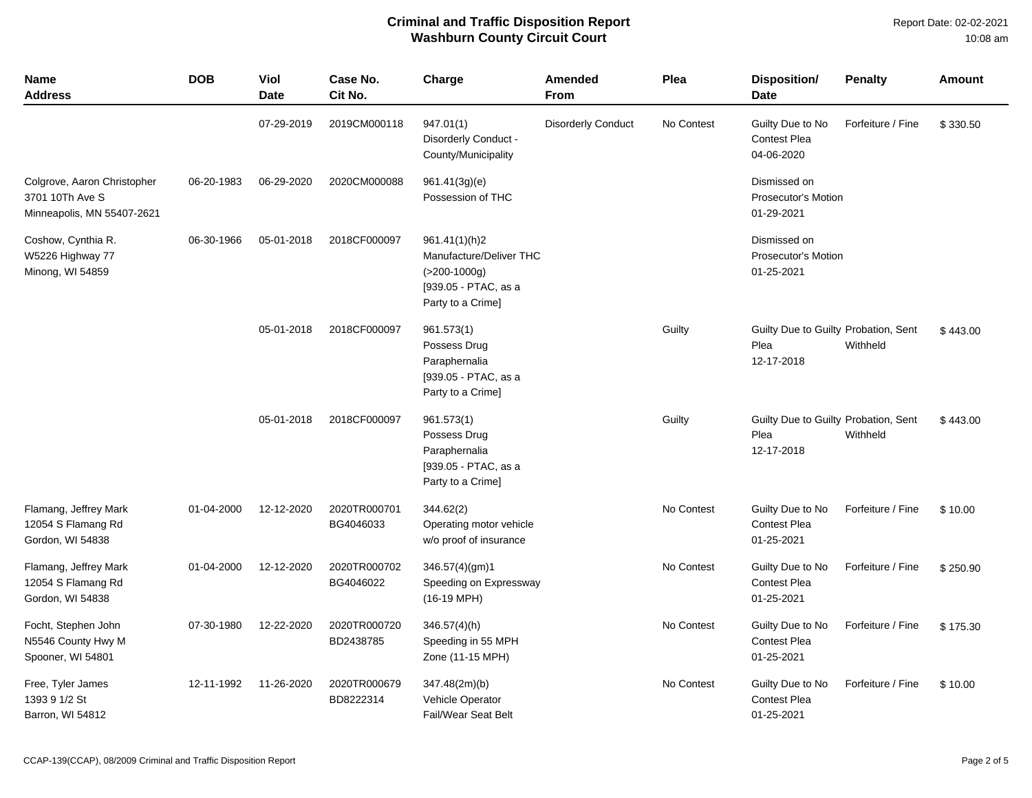# Criminal and Traffic Disposition Report
## Washburn County Circuit Court

Report Date: 02-02-2021
10:08 am

| Name<br>Address | DOB | Viol Date | Case No.<br>Cit No. | Charge | Amended From | Plea | Disposition/<br>Date | Penalty | Amount |
|---|---|---|---|---|---|---|---|---|---|
| | | 07-29-2019 | 2019CM000118 | 947.01(1)<br>Disorderly Conduct - County/Municipality | Disorderly Conduct | No Contest | Guilty Due to No Contest Plea<br>04-06-2020 | Forfeiture / Fine | $ 330.50 |
| Colgrove, Aaron Christopher<br>3701 10Th Ave S<br>Minneapolis, MN 55407-2621 | 06-20-1983 | 06-29-2020 | 2020CM000088 | 961.41(3g)(e)<br>Possession of THC | | | Dismissed on Prosecutor's Motion<br>01-29-2021 | | |
| Coshow, Cynthia R.<br>W5226 Highway 77<br>Minong, WI 54859 | 06-30-1966 | 05-01-2018 | 2018CF000097 | 961.41(1)(h)2<br>Manufacture/Deliver THC (>200-1000g)<br>[939.05 - PTAC, as a Party to a Crime] | | | Dismissed on Prosecutor's Motion<br>01-25-2021 | | |
| | | 05-01-2018 | 2018CF000097 | 961.573(1)<br>Possess Drug Paraphernalia<br>[939.05 - PTAC, as a Party to a Crime] | | Guilty | Guilty Due to Guilty Plea<br>12-17-2018 | Probation, Sent Withheld | $ 443.00 |
| | | 05-01-2018 | 2018CF000097 | 961.573(1)<br>Possess Drug Paraphernalia<br>[939.05 - PTAC, as a Party to a Crime] | | Guilty | Guilty Due to Guilty Plea<br>12-17-2018 | Probation, Sent Withheld | $ 443.00 |
| Flamang, Jeffrey Mark<br>12054 S Flamang Rd<br>Gordon, WI 54838 | 01-04-2000 | 12-12-2020 | 2020TR000701<br>BG4046033 | 344.62(2)<br>Operating motor vehicle w/o proof of insurance | | No Contest | Guilty Due to No Contest Plea<br>01-25-2021 | Forfeiture / Fine | $ 10.00 |
| Flamang, Jeffrey Mark<br>12054 S Flamang Rd<br>Gordon, WI 54838 | 01-04-2000 | 12-12-2020 | 2020TR000702<br>BG4046022 | 346.57(4)(gm)1<br>Speeding on Expressway (16-19 MPH) | | No Contest | Guilty Due to No Contest Plea<br>01-25-2021 | Forfeiture / Fine | $ 250.90 |
| Focht, Stephen John<br>N5546 County Hwy M<br>Spooner, WI 54801 | 07-30-1980 | 12-22-2020 | 2020TR000720<br>BD2438785 | 346.57(4)(h)<br>Speeding in 55 MPH Zone (11-15 MPH) | | No Contest | Guilty Due to No Contest Plea<br>01-25-2021 | Forfeiture / Fine | $ 175.30 |
| Free, Tyler James<br>1393 9 1/2 St<br>Barron, WI 54812 | 12-11-1992 | 11-26-2020 | 2020TR000679<br>BD8222314 | 347.48(2m)(b)<br>Vehicle Operator Fail/Wear Seat Belt | | No Contest | Guilty Due to No Contest Plea<br>01-25-2021 | Forfeiture / Fine | $ 10.00 |

CCAP-139(CCAP), 08/2009 Criminal and Traffic Disposition Report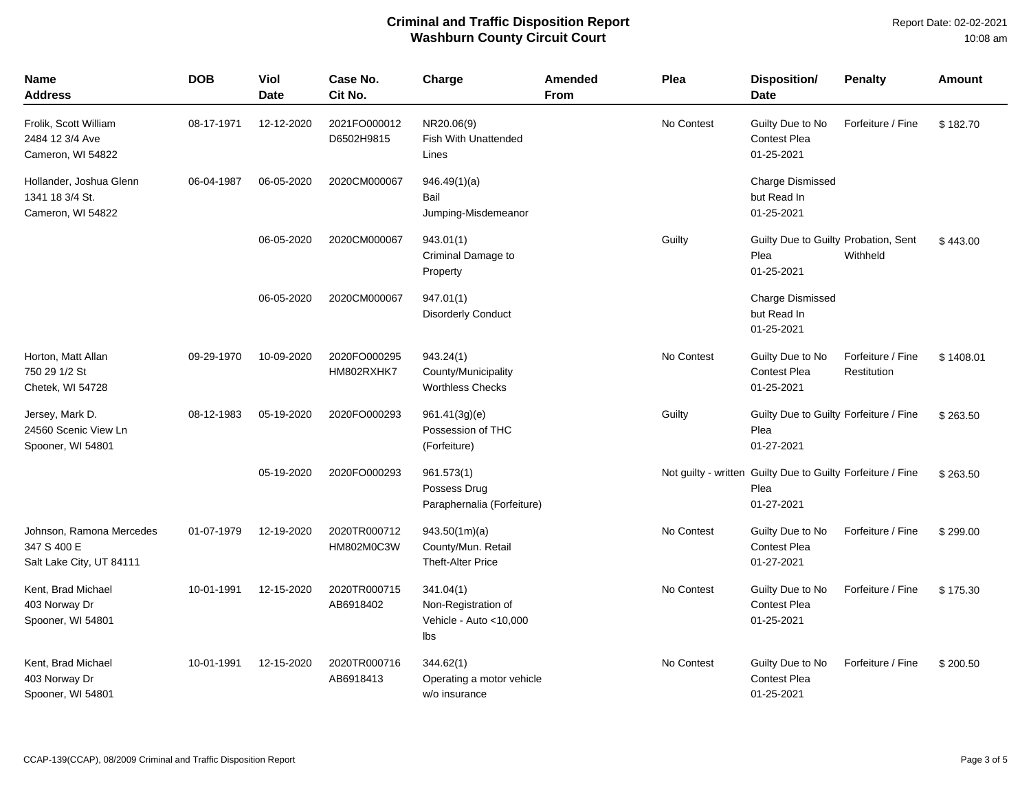# Criminal and Traffic Disposition Report
## Washburn County Circuit Court

Report Date: 02-02-2021
10:08 am

| Name<br>Address | DOB | Viol<br>Date | Case No.<br>Cit No. | Charge | Amended<br>From | Plea | Disposition/<br>Date | Penalty | Amount |
|---|---|---|---|---|---|---|---|---|---|
| Frolik, Scott William<br>2484 12 3/4 Ave<br>Cameron, WI 54822 | 08-17-1971 | 12-12-2020 | 2021FO000012<br>D6502H9815 | NR20.06(9)<br>Fish With Unattended Lines | | No Contest | Guilty Due to No Contest Plea<br>01-25-2021 | Forfeiture / Fine | $ 182.70 |
| Hollander, Joshua Glenn<br>1341 18 3/4 St.<br>Cameron, WI 54822 | 06-04-1987 | 06-05-2020 | 2020CM000067 | 946.49(1)(a)<br>Bail Jumping-Misdemeanor | | | Charge Dismissed but Read In<br>01-25-2021 | | |
| | | 06-05-2020 | 2020CM000067 | 943.01(1)<br>Criminal Damage to Property | | Guilty | Guilty Due to Guilty Plea<br>01-25-2021 | Probation, Sent Withheld | $ 443.00 |
| | | 06-05-2020 | 2020CM000067 | 947.01(1)<br>Disorderly Conduct | | | Charge Dismissed but Read In<br>01-25-2021 | | |
| Horton, Matt Allan<br>750 29 1/2 St<br>Chetek, WI 54728 | 09-29-1970 | 10-09-2020 | 2020FO000295<br>HM802RXHK7 | 943.24(1)<br>County/Municipality Worthless Checks | | No Contest | Guilty Due to No Contest Plea<br>01-25-2021 | Forfeiture / Fine<br>Restitution | $ 1408.01 |
| Jersey, Mark D.<br>24560 Scenic View Ln<br>Spooner, WI 54801 | 08-12-1983 | 05-19-2020 | 2020FO000293 | 961.41(3g)(e)<br>Possession of THC (Forfeiture) | | Guilty | Guilty Due to Guilty Plea<br>01-27-2021 | Forfeiture / Fine | $ 263.50 |
| | | 05-19-2020 | 2020FO000293 | 961.573(1)<br>Possess Drug Paraphernalia (Forfeiture) | | Not guilty - written | Guilty Due to Guilty Plea<br>01-27-2021 | Forfeiture / Fine | $ 263.50 |
| Johnson, Ramona Mercedes<br>347 S 400 E<br>Salt Lake City, UT 84111 | 01-07-1979 | 12-19-2020 | 2020TR000712<br>HM802M0C3W | 943.50(1m)(a)<br>County/Mun. Retail Theft-Alter Price | | No Contest | Guilty Due to No Contest Plea<br>01-27-2021 | Forfeiture / Fine | $ 299.00 |
| Kent, Brad Michael<br>403 Norway Dr<br>Spooner, WI 54801 | 10-01-1991 | 12-15-2020 | 2020TR000715<br>AB6918402 | 341.04(1)<br>Non-Registration of Vehicle - Auto <10,000 lbs | | No Contest | Guilty Due to No Contest Plea<br>01-25-2021 | Forfeiture / Fine | $ 175.30 |
| Kent, Brad Michael<br>403 Norway Dr<br>Spooner, WI 54801 | 10-01-1991 | 12-15-2020 | 2020TR000716<br>AB6918413 | 344.62(1)<br>Operating a motor vehicle w/o insurance | | No Contest | Guilty Due to No Contest Plea<br>01-25-2021 | Forfeiture / Fine | $ 200.50 |

CCAP-139(CCAP), 08/2009 Criminal and Traffic Disposition Report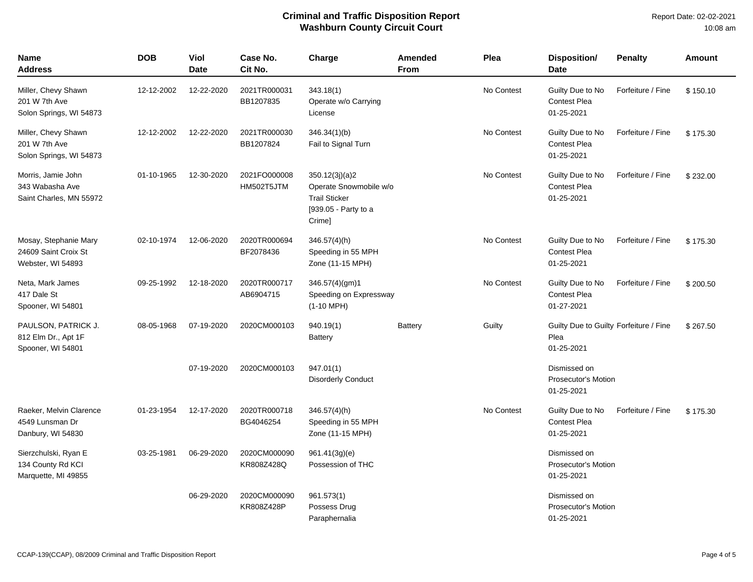# Criminal and Traffic Disposition Report
## Washburn County Circuit Court

Report Date: 02-02-2021
10:08 am

| Name<br>Address | DOB | Viol Date | Case No.<br>Cit No. | Charge | Amended From | Plea | Disposition/<br>Date | Penalty | Amount |
|---|---|---|---|---|---|---|---|---|---|
| Miller, Chevy Shawn<br>201 W 7th Ave<br>Solon Springs, WI 54873 | 12-12-2002 | 12-22-2020 | 2021TR000031<br>BB1207835 | 343.18(1)<br>Operate w/o Carrying License | | No Contest | Guilty Due to No Contest Plea<br>01-25-2021 | Forfeiture / Fine | $ 150.10 |
| Miller, Chevy Shawn<br>201 W 7th Ave<br>Solon Springs, WI 54873 | 12-12-2002 | 12-22-2020 | 2021TR000030<br>BB1207824 | 346.34(1)(b)<br>Fail to Signal Turn | | No Contest | Guilty Due to No Contest Plea<br>01-25-2021 | Forfeiture / Fine | $ 175.30 |
| Morris, Jamie John<br>343 Wabasha Ave<br>Saint Charles, MN 55972 | 01-10-1965 | 12-30-2020 | 2021FO000008<br>HM502T5JTM | 350.12(3j)(a)2<br>Operate Snowmobile w/o Trail Sticker<br>[939.05 - Party to a Crime] | | No Contest | Guilty Due to No Contest Plea<br>01-25-2021 | Forfeiture / Fine | $ 232.00 |
| Mosay, Stephanie Mary<br>24609 Saint Croix St<br>Webster, WI 54893 | 02-10-1974 | 12-06-2020 | 2020TR000694<br>BF2078436 | 346.57(4)(h)<br>Speeding in 55 MPH Zone (11-15 MPH) | | No Contest | Guilty Due to No Contest Plea<br>01-25-2021 | Forfeiture / Fine | $ 175.30 |
| Neta, Mark James<br>417 Dale St<br>Spooner, WI 54801 | 09-25-1992 | 12-18-2020 | 2020TR000717<br>AB6904715 | 346.57(4)(gm)1<br>Speeding on Expressway (1-10 MPH) | | No Contest | Guilty Due to No Contest Plea<br>01-27-2021 | Forfeiture / Fine | $ 200.50 |
| PAULSON, PATRICK J.<br>812 Elm Dr., Apt 1F<br>Spooner, WI 54801 | 08-05-1968 | 07-19-2020 | 2020CM000103 | 940.19(1)<br>Battery | Battery | Guilty | Guilty Due to Guilty Plea<br>01-25-2021 | Forfeiture / Fine | $ 267.50 |
| | | 07-19-2020 | 2020CM000103 | 947.01(1)<br>Disorderly Conduct | | | Dismissed on Prosecutor's Motion<br>01-25-2021 | | |
| Raeker, Melvin Clarence<br>4549 Lunsman Dr<br>Danbury, WI 54830 | 01-23-1954 | 12-17-2020 | 2020TR000718<br>BG4046254 | 346.57(4)(h)<br>Speeding in 55 MPH Zone (11-15 MPH) | | No Contest | Guilty Due to No Contest Plea<br>01-25-2021 | Forfeiture / Fine | $ 175.30 |
| Sierzchulski, Ryan E<br>134 County Rd KCI<br>Marquette, MI 49855 | 03-25-1981 | 06-29-2020 | 2020CM000090<br>KR808Z428Q | 961.41(3g)(e)<br>Possession of THC | | | Dismissed on Prosecutor's Motion<br>01-25-2021 | | |
| | | 06-29-2020 | 2020CM000090<br>KR808Z428P | 961.573(1)<br>Possess Drug Paraphernalia | | | Dismissed on Prosecutor's Motion<br>01-25-2021 | | |

CCAP-139(CCAP), 08/2009 Criminal and Traffic Disposition Report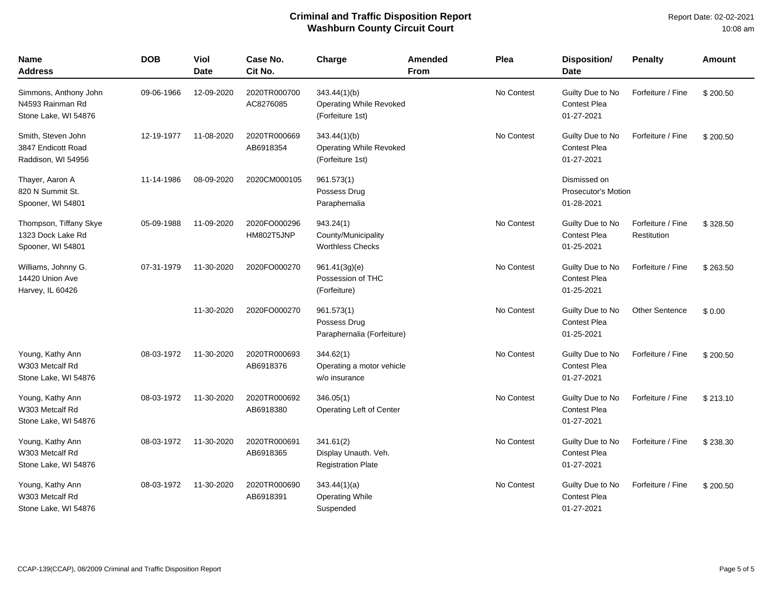# Criminal and Traffic Disposition Report
## Washburn County Circuit Court

Report Date: 02-02-2021
10:08 am

| Name<br>Address | DOB | Viol Date | Case No.<br>Cit No. | Charge | Amended From | Plea | Disposition/<br>Date | Penalty | Amount |
|---|---|---|---|---|---|---|---|---|---|
| Simmons, Anthony John<br>N4593 Rainman Rd<br>Stone Lake, WI 54876 | 09-06-1966 | 12-09-2020 | 2020TR000700<br>AC8276085 | 343.44(1)(b)<br>Operating While Revoked<br>(Forfeiture 1st) | | No Contest | Guilty Due to No Contest Plea<br>01-27-2021 | Forfeiture / Fine | $ 200.50 |
| Smith, Steven John<br>3847 Endicott Road<br>Raddison, WI 54956 | 12-19-1977 | 11-08-2020 | 2020TR000669<br>AB6918354 | 343.44(1)(b)<br>Operating While Revoked<br>(Forfeiture 1st) | | No Contest | Guilty Due to No Contest Plea<br>01-27-2021 | Forfeiture / Fine | $ 200.50 |
| Thayer, Aaron A<br>820 N Summit St.<br>Spooner, WI 54801 | 11-14-1986 | 08-09-2020 | 2020CM000105 | 961.573(1)<br>Possess Drug<br>Paraphernalia | | | Dismissed on Prosecutor's Motion<br>01-28-2021 | | |
| Thompson, Tiffany Skye<br>1323 Dock Lake Rd<br>Spooner, WI 54801 | 05-09-1988 | 11-09-2020 | 2020FO000296<br>HM802T5JNP | 943.24(1)<br>County/Municipality<br>Worthless Checks | | No Contest | Guilty Due to No Contest Plea<br>01-25-2021 | Forfeiture / Fine<br>Restitution | $ 328.50 |
| Williams, Johnny G.<br>14420 Union Ave<br>Harvey, IL 60426 | 07-31-1979 | 11-30-2020 | 2020FO000270 | 961.41(3g)(e)<br>Possession of THC<br>(Forfeiture) | | No Contest | Guilty Due to No Contest Plea<br>01-25-2021 | Forfeiture / Fine | $ 263.50 |
| | | 11-30-2020 | 2020FO000270 | 961.573(1)<br>Possess Drug<br>Paraphernalia (Forfeiture) | | No Contest | Guilty Due to No Contest Plea<br>01-25-2021 | Other Sentence | $ 0.00 |
| Young, Kathy Ann<br>W303 Metcalf Rd<br>Stone Lake, WI 54876 | 08-03-1972 | 11-30-2020 | 2020TR000693<br>AB6918376 | 344.62(1)<br>Operating a motor vehicle<br>w/o insurance | | No Contest | Guilty Due to No Contest Plea<br>01-27-2021 | Forfeiture / Fine | $ 200.50 |
| Young, Kathy Ann<br>W303 Metcalf Rd<br>Stone Lake, WI 54876 | 08-03-1972 | 11-30-2020 | 2020TR000692<br>AB6918380 | 346.05(1)<br>Operating Left of Center | | No Contest | Guilty Due to No Contest Plea<br>01-27-2021 | Forfeiture / Fine | $ 213.10 |
| Young, Kathy Ann<br>W303 Metcalf Rd<br>Stone Lake, WI 54876 | 08-03-1972 | 11-30-2020 | 2020TR000691<br>AB6918365 | 341.61(2)<br>Display Unauth. Veh.<br>Registration Plate | | No Contest | Guilty Due to No Contest Plea<br>01-27-2021 | Forfeiture / Fine | $ 238.30 |
| Young, Kathy Ann<br>W303 Metcalf Rd<br>Stone Lake, WI 54876 | 08-03-1972 | 11-30-2020 | 2020TR000690<br>AB6918391 | 343.44(1)(a)<br>Operating While<br>Suspended | | No Contest | Guilty Due to No Contest Plea<br>01-27-2021 | Forfeiture / Fine | $ 200.50 |

CCAP-139(CCAP), 08/2009 Criminal and Traffic Disposition Report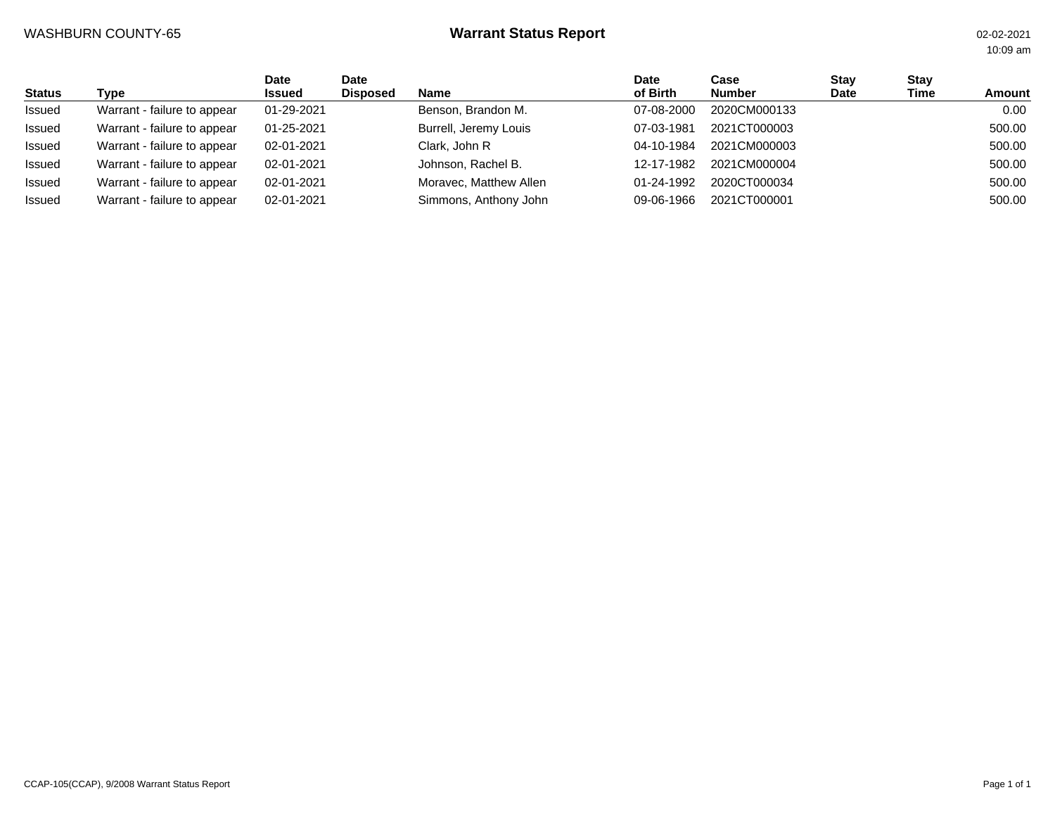WASHBURN COUNTY-65

# Warrant Status Report

02-02-2021
10:09 am

| Status | Type | Date Issued | Date Disposed | Name | Date of Birth | Case Number | Stay Date | Stay Time | Amount |
|---|---|---|---|---|---|---|---|---|---|
| Issued | Warrant - failure to appear | 01-29-2021 | | Benson, Brandon M. | 07-08-2000 | 2020CM000133 | | | 0.00 |
| Issued | Warrant - failure to appear | 01-25-2021 | | Burrell, Jeremy Louis | 07-03-1981 | 2021CT000003 | | | 500.00 |
| Issued | Warrant - failure to appear | 02-01-2021 | | Clark, John R | 04-10-1984 | 2021CM000003 | | | 500.00 |
| Issued | Warrant - failure to appear | 02-01-2021 | | Johnson, Rachel B. | 12-17-1982 | 2021CM000004 | | | 500.00 |
| Issued | Warrant - failure to appear | 02-01-2021 | | Moravec, Matthew Allen | 01-24-1992 | 2020CT000034 | | | 500.00 |
| Issued | Warrant - failure to appear | 02-01-2021 | | Simmons, Anthony John | 09-06-1966 | 2021CT000001 | | | 500.00 |

CCAP-105(CCAP), 9/2008 Warrant Status Report